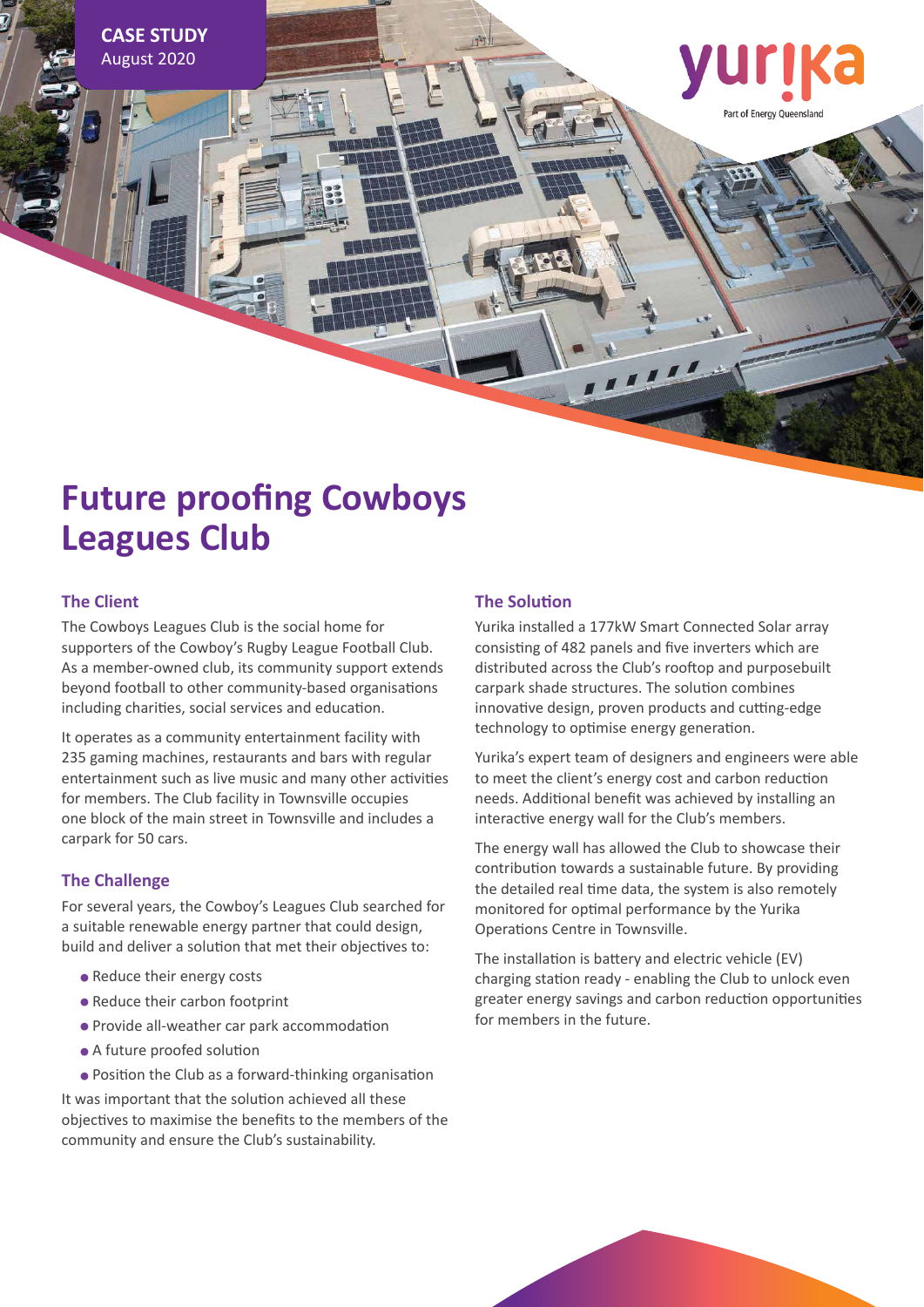**CASE STUDY**
August 2020

yurika
Part of Energy Queensland

# Future proofing Cowboys Leagues Club

## The Client

The Cowboys Leagues Club is the social home for supporters of the Cowboy's Rugby League Football Club. As a member-owned club, its community support extends beyond football to other community-based organisations including charities, social services and education.

It operates as a community entertainment facility with 235 gaming machines, restaurants and bars with regular entertainment such as live music and many other activities for members. The Club facility in Townsville occupies one block of the main street in Townsville and includes a carpark for 50 cars.

## The Challenge

For several years, the Cowboy's Leagues Club searched for a suitable renewable energy partner that could design, build and deliver a solution that met their objectives to:

- Reduce their energy costs
- Reduce their carbon footprint
- Provide all-weather car park accommodation
- A future proofed solution
- Position the Club as a forward-thinking organisation

It was important that the solution achieved all these objectives to maximise the benefits to the members of the community and ensure the Club's sustainability.

## The Solution

Yurika installed a 177kW Smart Connected Solar array consisting of 482 panels and five inverters which are distributed across the Club's rooftop and purposebuilt carpark shade structures. The solution combines innovative design, proven products and cutting-edge technology to optimise energy generation.

Yurika's expert team of designers and engineers were able to meet the client's energy cost and carbon reduction needs. Additional benefit was achieved by installing an interactive energy wall for the Club's members.

The energy wall has allowed the Club to showcase their contribution towards a sustainable future. By providing the detailed real time data, the system is also remotely monitored for optimal performance by the Yurika Operations Centre in Townsville.

The installation is battery and electric vehicle (EV) charging station ready - enabling the Club to unlock even greater energy savings and carbon reduction opportunities for members in the future.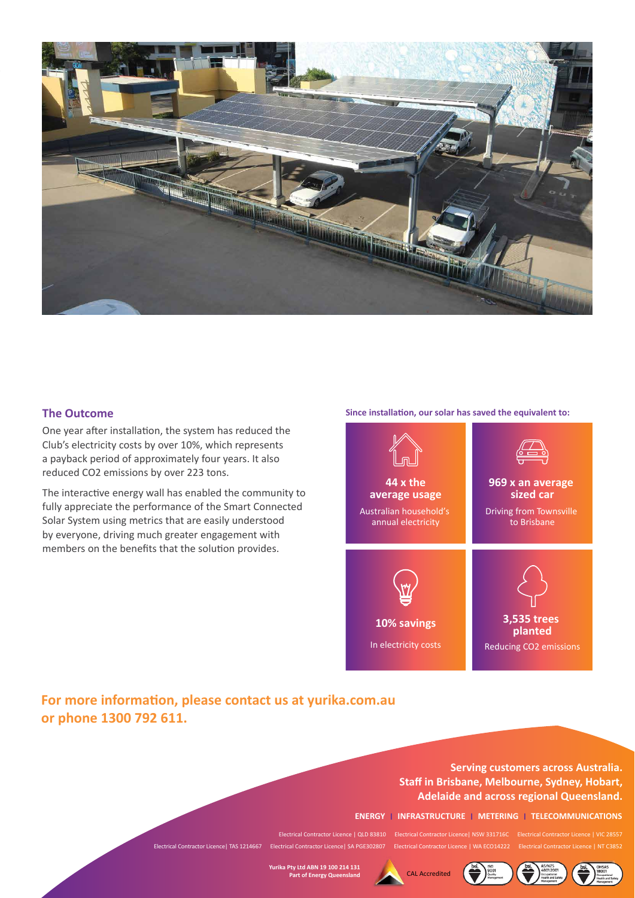## The Outcome

One year after installation, the system has reduced the Club's electricity costs by over 10%, which represents a payback period of approximately four years. It also reduced $CO_2$ emissions by over 223 tons.

The interactive energy wall has enabled the community to fully appreciate the performance of the Smart Connected Solar System using metrics that are easily understood by everyone, driving much greater engagement with members on the benefits that the solution provides.

**Since installation, our solar has saved the equivalent to:**

**44 x the average usage**
Australian household's annual electricity

**969 x an average sized car**
Driving from Townsville to Brisbane

**10% savings**
In electricity costs

**3,535 trees planted**
Reducing $CO_2$ emissions

## For more information, please contact us at yurika.com.au or phone 1300 792 611.

**Serving customers across Australia.**
**Staff in Brisbane, Melbourne, Sydney, Hobart, Adelaide and across regional Queensland.**

**ENERGY | INFRASTRUCTURE | METERING | TELECOMMUNICATIONS**

Electrical Contractor Licence | QLD 83810 Electrical Contractor Licence| NSW 331716C Electrical Contractor Licence | VIC 28557
Electrical Contractor Licence| TAS 1214667 Electrical Contractor Licence| SA PGE302807 Electrical Contractor Licence | WA EC014222 Electrical Contractor Licence | NT C3852

**Yurika Pty Ltd ABN 19 100 214 131**
**Part of Energy Queensland**

CAL Accredited